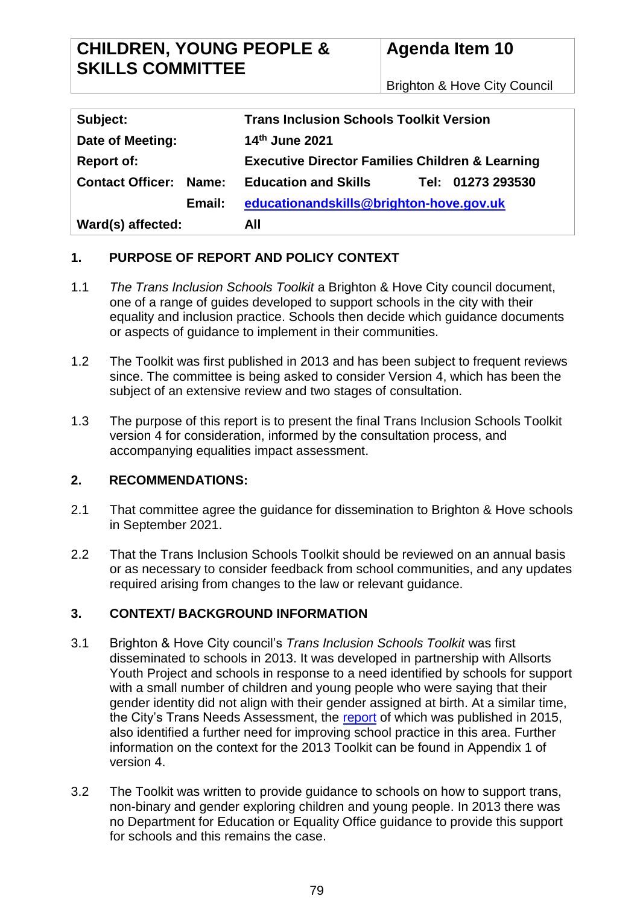| CHILDREN, YOUNG PEOPLE & SKILLS COMMITTEE | Agenda Item 10 |
|---|---|
| | Brighton & Hove City Council |

| | | | |
|---|---|---|---|
| **Subject:** | | **Trans Inclusion Schools Toolkit Version** | |
| **Date of Meeting:** | | **14th June 2021** | |
| **Report of:** | | **Executive Director Families Children & Learning** | |
| **Contact Officer:** | **Name:** | **Education and Skills** | **Tel: 01273 293530** |
| | **Email:** | **educationandskills@brighton-hove.gov.uk** | |
| **Ward(s) affected:** | | **All** | |

## 1. PURPOSE OF REPORT AND POLICY CONTEXT

1.1 *The Trans Inclusion Schools Toolkit* a Brighton & Hove City council document, one of a range of guides developed to support schools in the city with their equality and inclusion practice. Schools then decide which guidance documents or aspects of guidance to implement in their communities.

1.2 The Toolkit was first published in 2013 and has been subject to frequent reviews since. The committee is being asked to consider Version 4, which has been the subject of an extensive review and two stages of consultation.

1.3 The purpose of this report is to present the final Trans Inclusion Schools Toolkit version 4 for consideration, informed by the consultation process, and accompanying equalities impact assessment.

## 2. RECOMMENDATIONS:

2.1 That committee agree the guidance for dissemination to Brighton & Hove schools in September 2021.

2.2 That the Trans Inclusion Schools Toolkit should be reviewed on an annual basis or as necessary to consider feedback from school communities, and any updates required arising from changes to the law or relevant guidance.

## 3. CONTEXT/ BACKGROUND INFORMATION

3.1 Brighton & Hove City council's *Trans Inclusion Schools Toolkit* was first disseminated to schools in 2013. It was developed in partnership with Allsorts Youth Project and schools in response to a need identified by schools for support with a small number of children and young people who were saying that their gender identity did not align with their gender assigned at birth. At a similar time, the City's Trans Needs Assessment, the report of which was published in 2015, also identified a further need for improving school practice in this area. Further information on the context for the 2013 Toolkit can be found in Appendix 1 of version 4.

3.2 The Toolkit was written to provide guidance to schools on how to support trans, non-binary and gender exploring children and young people. In 2013 there was no Department for Education or Equality Office guidance to provide this support for schools and this remains the case.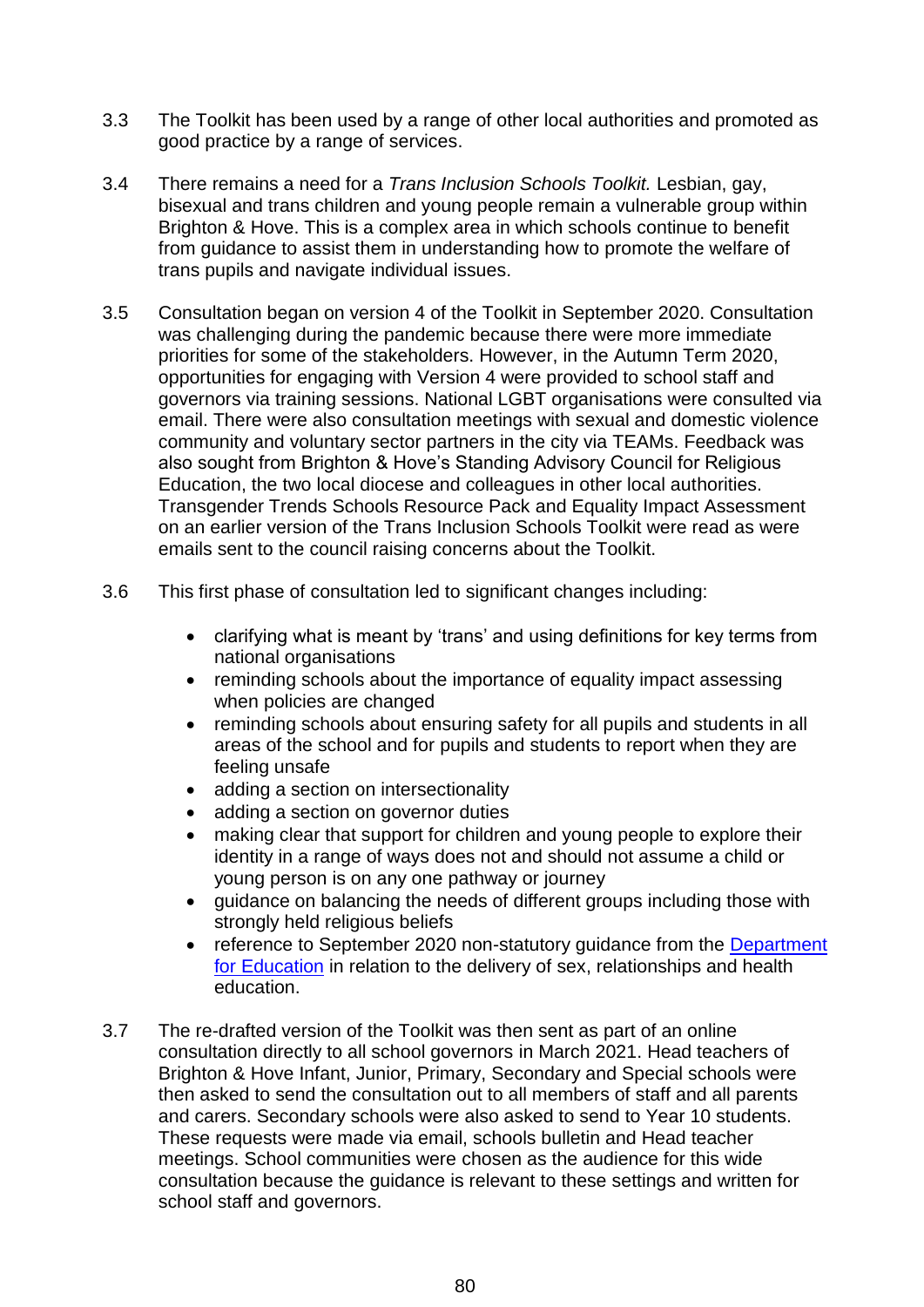3.3 The Toolkit has been used by a range of other local authorities and promoted as good practice by a range of services.

3.4 There remains a need for a *Trans Inclusion Schools Toolkit.* Lesbian, gay, bisexual and trans children and young people remain a vulnerable group within Brighton & Hove. This is a complex area in which schools continue to benefit from guidance to assist them in understanding how to promote the welfare of trans pupils and navigate individual issues.

3.5 Consultation began on version 4 of the Toolkit in September 2020. Consultation was challenging during the pandemic because there were more immediate priorities for some of the stakeholders. However, in the Autumn Term 2020, opportunities for engaging with Version 4 were provided to school staff and governors via training sessions. National LGBT organisations were consulted via email. There were also consultation meetings with sexual and domestic violence community and voluntary sector partners in the city via TEAMs. Feedback was also sought from Brighton & Hove's Standing Advisory Council for Religious Education, the two local diocese and colleagues in other local authorities. Transgender Trends Schools Resource Pack and Equality Impact Assessment on an earlier version of the Trans Inclusion Schools Toolkit were read as were emails sent to the council raising concerns about the Toolkit.

3.6 This first phase of consultation led to significant changes including:

- clarifying what is meant by 'trans' and using definitions for key terms from national organisations
- reminding schools about the importance of equality impact assessing when policies are changed
- reminding schools about ensuring safety for all pupils and students in all areas of the school and for pupils and students to report when they are feeling unsafe
- adding a section on intersectionality
- adding a section on governor duties
- making clear that support for children and young people to explore their identity in a range of ways does not and should not assume a child or young person is on any one pathway or journey
- guidance on balancing the needs of different groups including those with strongly held religious beliefs
- reference to September 2020 non-statutory guidance from the Department for Education in relation to the delivery of sex, relationships and health education.

3.7 The re-drafted version of the Toolkit was then sent as part of an online consultation directly to all school governors in March 2021. Head teachers of Brighton & Hove Infant, Junior, Primary, Secondary and Special schools were then asked to send the consultation out to all members of staff and all parents and carers. Secondary schools were also asked to send to Year 10 students. These requests were made via email, schools bulletin and Head teacher meetings. School communities were chosen as the audience for this wide consultation because the guidance is relevant to these settings and written for school staff and governors.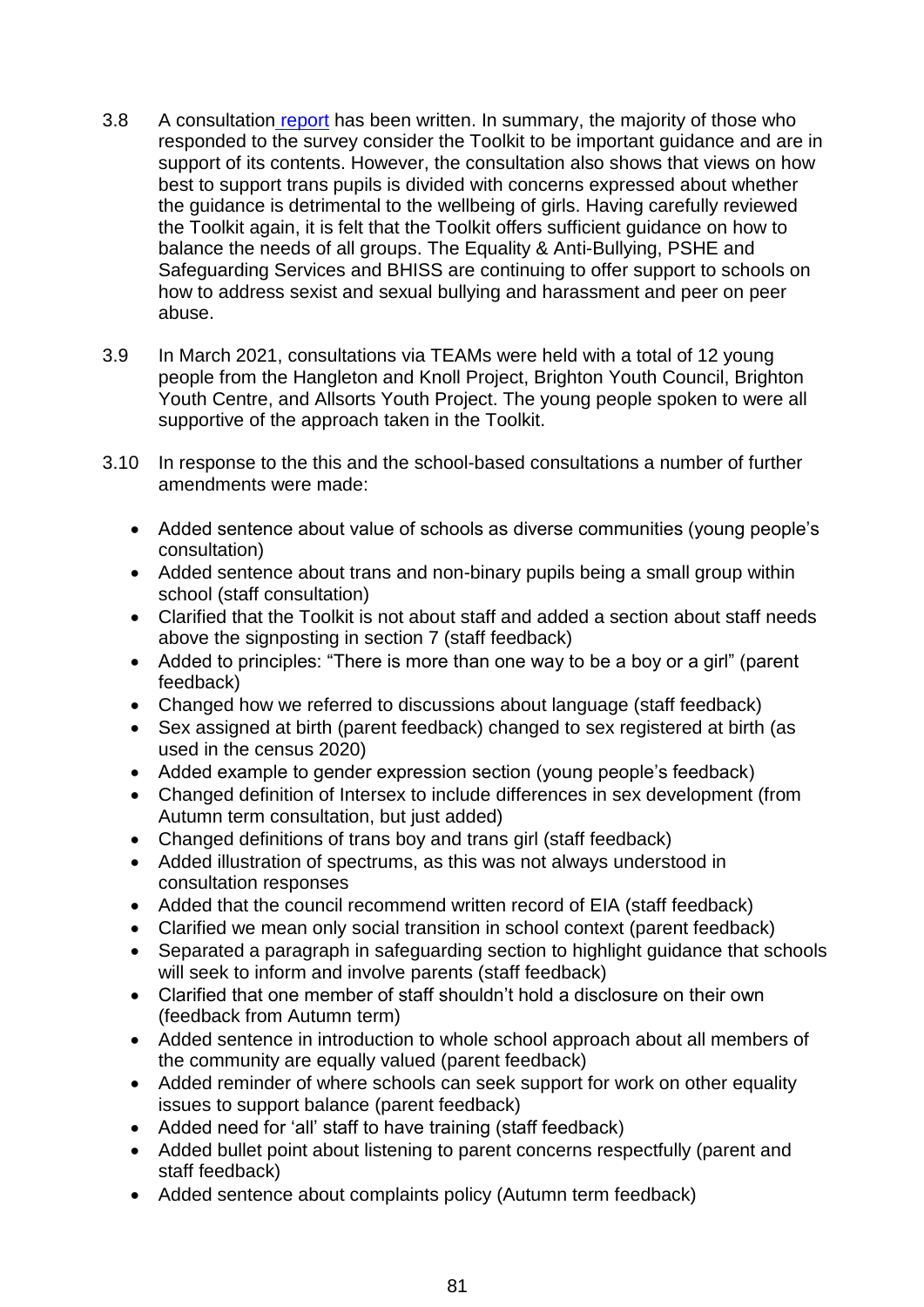3.8 A consultation [report](#) has been written. In summary, the majority of those who responded to the survey consider the Toolkit to be important guidance and are in support of its contents. However, the consultation also shows that views on how best to support trans pupils is divided with concerns expressed about whether the guidance is detrimental to the wellbeing of girls. Having carefully reviewed the Toolkit again, it is felt that the Toolkit offers sufficient guidance on how to balance the needs of all groups. The Equality & Anti-Bullying, PSHE and Safeguarding Services and BHISS are continuing to offer support to schools on how to address sexist and sexual bullying and harassment and peer on peer abuse.

3.9 In March 2021, consultations via TEAMs were held with a total of 12 young people from the Hangleton and Knoll Project, Brighton Youth Council, Brighton Youth Centre, and Allsorts Youth Project. The young people spoken to were all supportive of the approach taken in the Toolkit.

3.10 In response to the this and the school-based consultations a number of further amendments were made:

- Added sentence about value of schools as diverse communities (young people's consultation)
- Added sentence about trans and non-binary pupils being a small group within school (staff consultation)
- Clarified that the Toolkit is not about staff and added a section about staff needs above the signposting in section 7 (staff feedback)
- Added to principles: "There is more than one way to be a boy or a girl" (parent feedback)
- Changed how we referred to discussions about language (staff feedback)
- Sex assigned at birth (parent feedback) changed to sex registered at birth (as used in the census 2020)
- Added example to gender expression section (young people's feedback)
- Changed definition of Intersex to include differences in sex development (from Autumn term consultation, but just added)
- Changed definitions of trans boy and trans girl (staff feedback)
- Added illustration of spectrums, as this was not always understood in consultation responses
- Added that the council recommend written record of EIA (staff feedback)
- Clarified we mean only social transition in school context (parent feedback)
- Separated a paragraph in safeguarding section to highlight guidance that schools will seek to inform and involve parents (staff feedback)
- Clarified that one member of staff shouldn't hold a disclosure on their own (feedback from Autumn term)
- Added sentence in introduction to whole school approach about all members of the community are equally valued (parent feedback)
- Added reminder of where schools can seek support for work on other equality issues to support balance (parent feedback)
- Added need for 'all' staff to have training (staff feedback)
- Added bullet point about listening to parent concerns respectfully (parent and staff feedback)
- Added sentence about complaints policy (Autumn term feedback)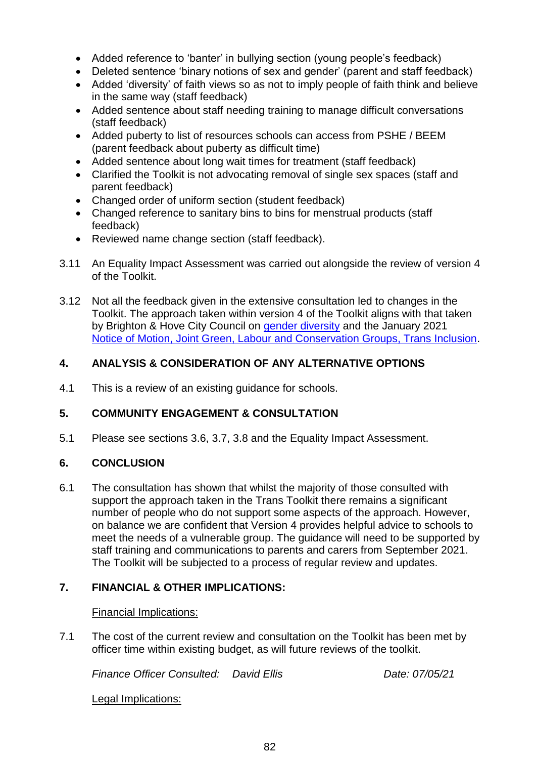- Added reference to 'banter' in bullying section (young people's feedback)
- Deleted sentence 'binary notions of sex and gender' (parent and staff feedback)
- Added 'diversity' of faith views so as not to imply people of faith think and believe in the same way (staff feedback)
- Added sentence about staff needing training to manage difficult conversations (staff feedback)
- Added puberty to list of resources schools can access from PSHE / BEEM (parent feedback about puberty as difficult time)
- Added sentence about long wait times for treatment (staff feedback)
- Clarified the Toolkit is not advocating removal of single sex spaces (staff and parent feedback)
- Changed order of uniform section (student feedback)
- Changed reference to sanitary bins to bins for menstrual products (staff feedback)
- Reviewed name change section (staff feedback).

3.11 An Equality Impact Assessment was carried out alongside the review of version 4 of the Toolkit.

3.12 Not all the feedback given in the extensive consultation led to changes in the Toolkit. The approach taken within version 4 of the Toolkit aligns with that taken by Brighton & Hove City Council on gender diversity and the January 2021 Notice of Motion, Joint Green, Labour and Conservation Groups, Trans Inclusion.

## 4. ANALYSIS & CONSIDERATION OF ANY ALTERNATIVE OPTIONS

4.1 This is a review of an existing guidance for schools.

## 5. COMMUNITY ENGAGEMENT & CONSULTATION

5.1 Please see sections 3.6, 3.7, 3.8 and the Equality Impact Assessment.

## 6. CONCLUSION

6.1 The consultation has shown that whilst the majority of those consulted with support the approach taken in the Trans Toolkit there remains a significant number of people who do not support some aspects of the approach. However, on balance we are confident that Version 4 provides helpful advice to schools to meet the needs of a vulnerable group. The guidance will need to be supported by staff training and communications to parents and carers from September 2021. The Toolkit will be subjected to a process of regular review and updates.

## 7. FINANCIAL & OTHER IMPLICATIONS:

Financial Implications:

7.1 The cost of the current review and consultation on the Toolkit has been met by officer time within existing budget, as will future reviews of the toolkit.

*Finance Officer Consulted: David Ellis* *Date: 07/05/21*

Legal Implications: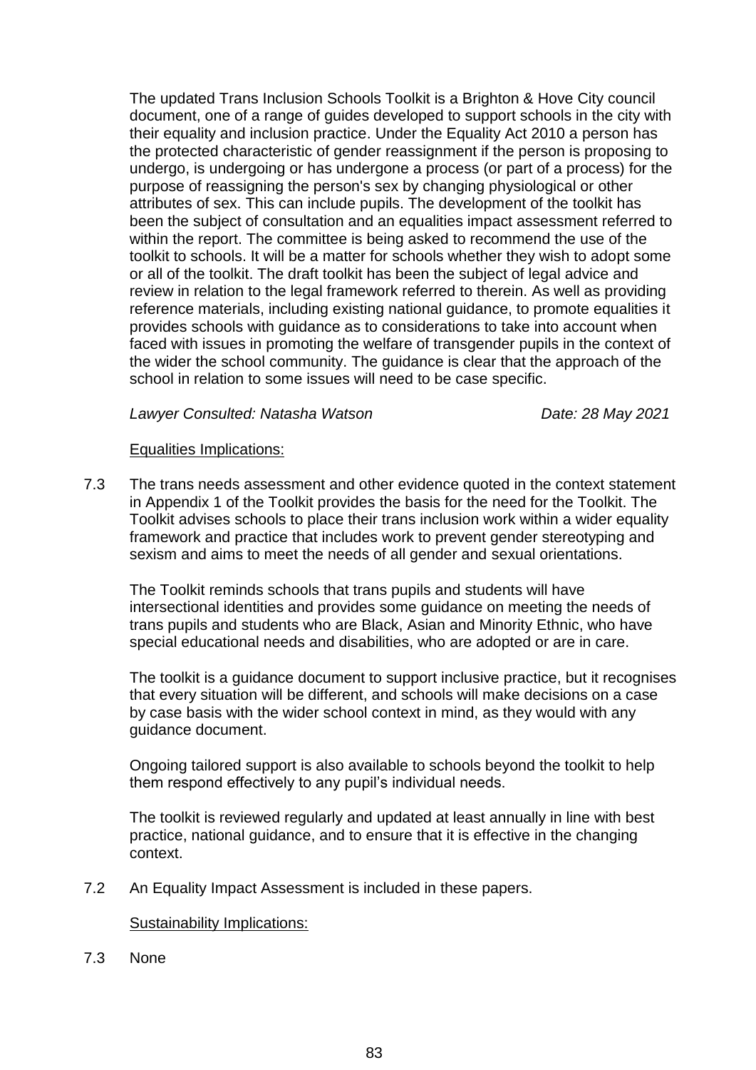The updated Trans Inclusion Schools Toolkit is a Brighton & Hove City council document, one of a range of guides developed to support schools in the city with their equality and inclusion practice. Under the Equality Act 2010 a person has the protected characteristic of gender reassignment if the person is proposing to undergo, is undergoing or has undergone a process (or part of a process) for the purpose of reassigning the person's sex by changing physiological or other attributes of sex. This can include pupils. The development of the toolkit has been the subject of consultation and an equalities impact assessment referred to within the report. The committee is being asked to recommend the use of the toolkit to schools. It will be a matter for schools whether they wish to adopt some or all of the toolkit. The draft toolkit has been the subject of legal advice and review in relation to the legal framework referred to therein. As well as providing reference materials, including existing national guidance, to promote equalities it provides schools with guidance as to considerations to take into account when faced with issues in promoting the welfare of transgender pupils in the context of the wider the school community. The guidance is clear that the approach of the school in relation to some issues will need to be case specific.

*Lawyer Consulted: Natasha Watson* *Date: 28 May 2021*

Equalities Implications:

7.3 The trans needs assessment and other evidence quoted in the context statement in Appendix 1 of the Toolkit provides the basis for the need for the Toolkit. The Toolkit advises schools to place their trans inclusion work within a wider equality framework and practice that includes work to prevent gender stereotyping and sexism and aims to meet the needs of all gender and sexual orientations.

The Toolkit reminds schools that trans pupils and students will have intersectional identities and provides some guidance on meeting the needs of trans pupils and students who are Black, Asian and Minority Ethnic, who have special educational needs and disabilities, who are adopted or are in care.

The toolkit is a guidance document to support inclusive practice, but it recognises that every situation will be different, and schools will make decisions on a case by case basis with the wider school context in mind, as they would with any guidance document.

Ongoing tailored support is also available to schools beyond the toolkit to help them respond effectively to any pupil's individual needs.

The toolkit is reviewed regularly and updated at least annually in line with best practice, national guidance, and to ensure that it is effective in the changing context.

7.2 An Equality Impact Assessment is included in these papers.

Sustainability Implications:

7.3 None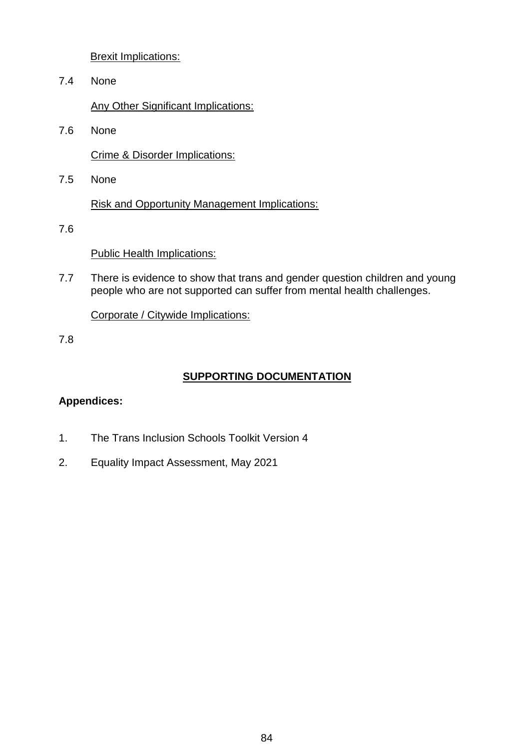Brexit Implications:

7.4 None

Any Other Significant Implications:

7.6 None

Crime & Disorder Implications:

7.5 None

Risk and Opportunity Management Implications:

7.6

Public Health Implications:

7.7 There is evidence to show that trans and gender question children and young people who are not supported can suffer from mental health challenges.

Corporate / Citywide Implications:

7.8

## SUPPORTING DOCUMENTATION

**Appendices:**

1. The Trans Inclusion Schools Toolkit Version 4
2. Equality Impact Assessment, May 2021